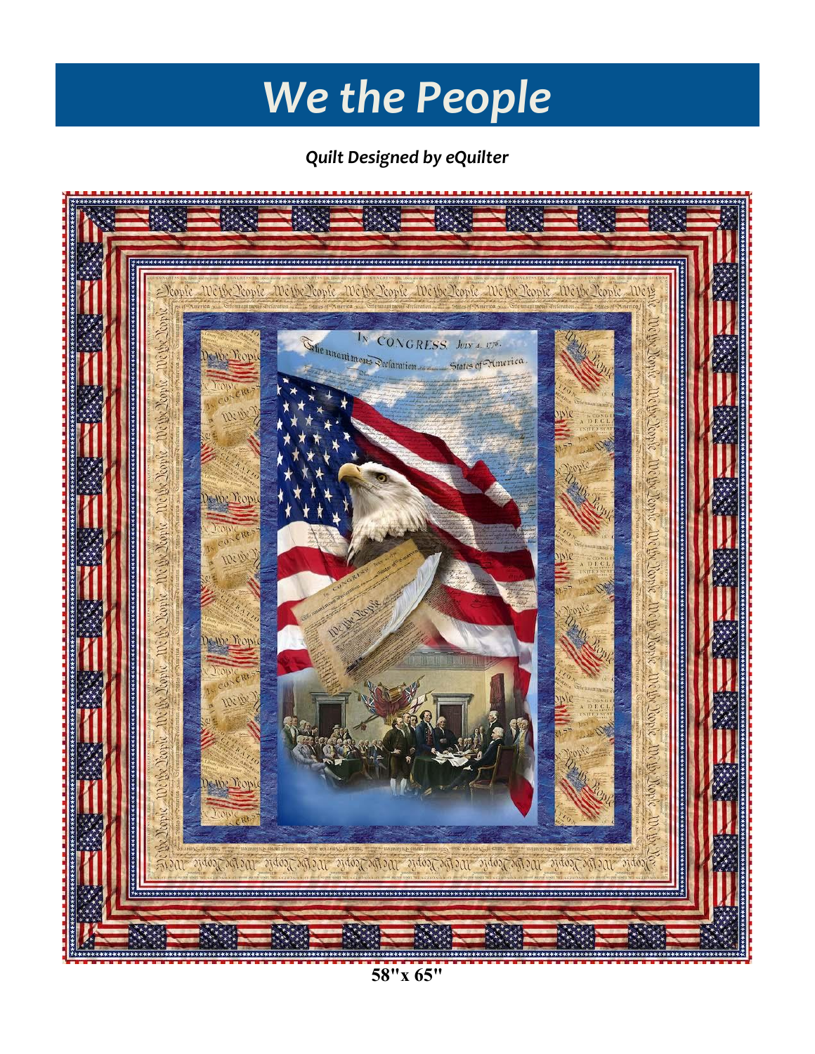# We the People

***Quilt Designed by eQuilter***

**58"x 65"**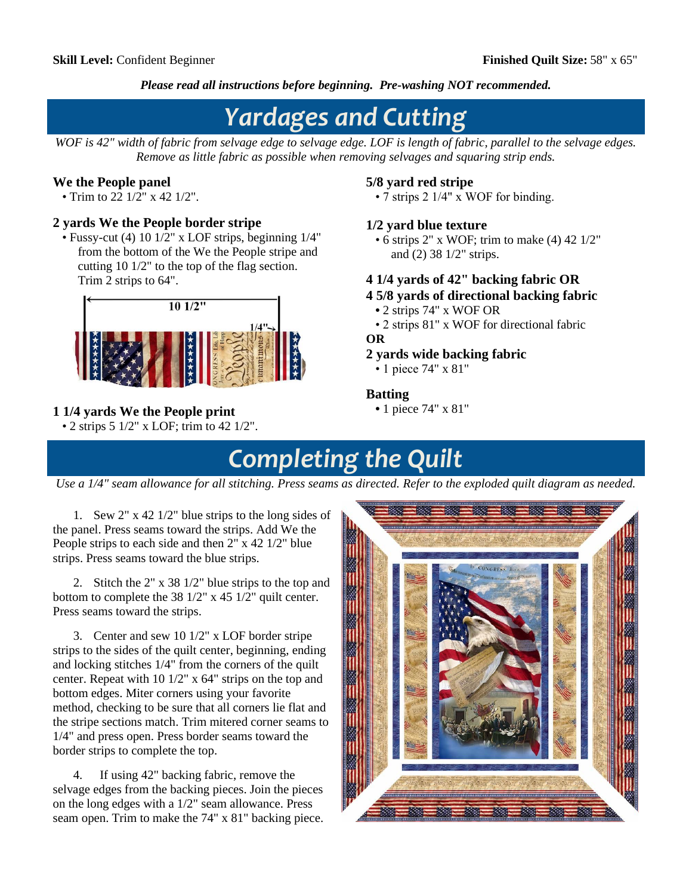**Skill Level:** Confident Beginner **Finished Quilt Size:** 58" x 65"

***Please read all instructions before beginning. Pre-washing NOT recommended.***

# Yardages and Cutting

*WOF is 42" width of fabric from selvage edge to selvage edge. LOF is length of fabric, parallel to the selvage edges. Remove as little fabric as possible when removing selvages and squaring strip ends.*

**We the People panel**
- Trim to 22 1/2" x 42 1/2".

**2 yards We the People border stripe**
- Fussy-cut (4) 10 1/2" x LOF strips, beginning 1/4" from the bottom of the We the People stripe and cutting 10 1/2" to the top of the flag section. Trim 2 strips to 64".

**1 1/4 yards We the People print**
- 2 strips 5 1/2" x LOF; trim to 42 1/2".

**5/8 yard red stripe**
- 7 strips 2 1/4" x WOF for binding.

**1/2 yard blue texture**
- 6 strips 2" x WOF; trim to make (4) 42 1/2" and (2) 38 1/2" strips.

**4 1/4 yards of 42" backing fabric OR**
**4 5/8 yards of directional backing fabric**
- 2 strips 74" x WOF OR
- 2 strips 81" x WOF for directional fabric

**OR**

**2 yards wide backing fabric**
- 1 piece 74" x 81"

**Batting**
- 1 piece 74" x 81"

# Completing the Quilt

*Use a 1/4" seam allowance for all stitching. Press seams as directed. Refer to the exploded quilt diagram as needed.*

1. Sew 2" x 42 1/2" blue strips to the long sides of the panel. Press seams toward the strips. Add We the People strips to each side and then 2" x 42 1/2" blue strips. Press seams toward the blue strips.

2. Stitch the 2" x 38 1/2" blue strips to the top and bottom to complete the 38 1/2" x 45 1/2" quilt center. Press seams toward the strips.

3. Center and sew 10 1/2" x LOF border stripe strips to the sides of the quilt center, beginning, ending and locking stitches 1/4" from the corners of the quilt center. Repeat with 10 1/2" x 64" strips on the top and bottom edges. Miter corners using your favorite method, checking to be sure that all corners lie flat and the stripe sections match. Trim mitered corner seams to 1/4" and press open. Press border seams toward the border strips to complete the top.

4. If using 42" backing fabric, remove the selvage edges from the backing pieces. Join the pieces on the long edges with a 1/2" seam allowance. Press seam open. Trim to make the 74" x 81" backing piece.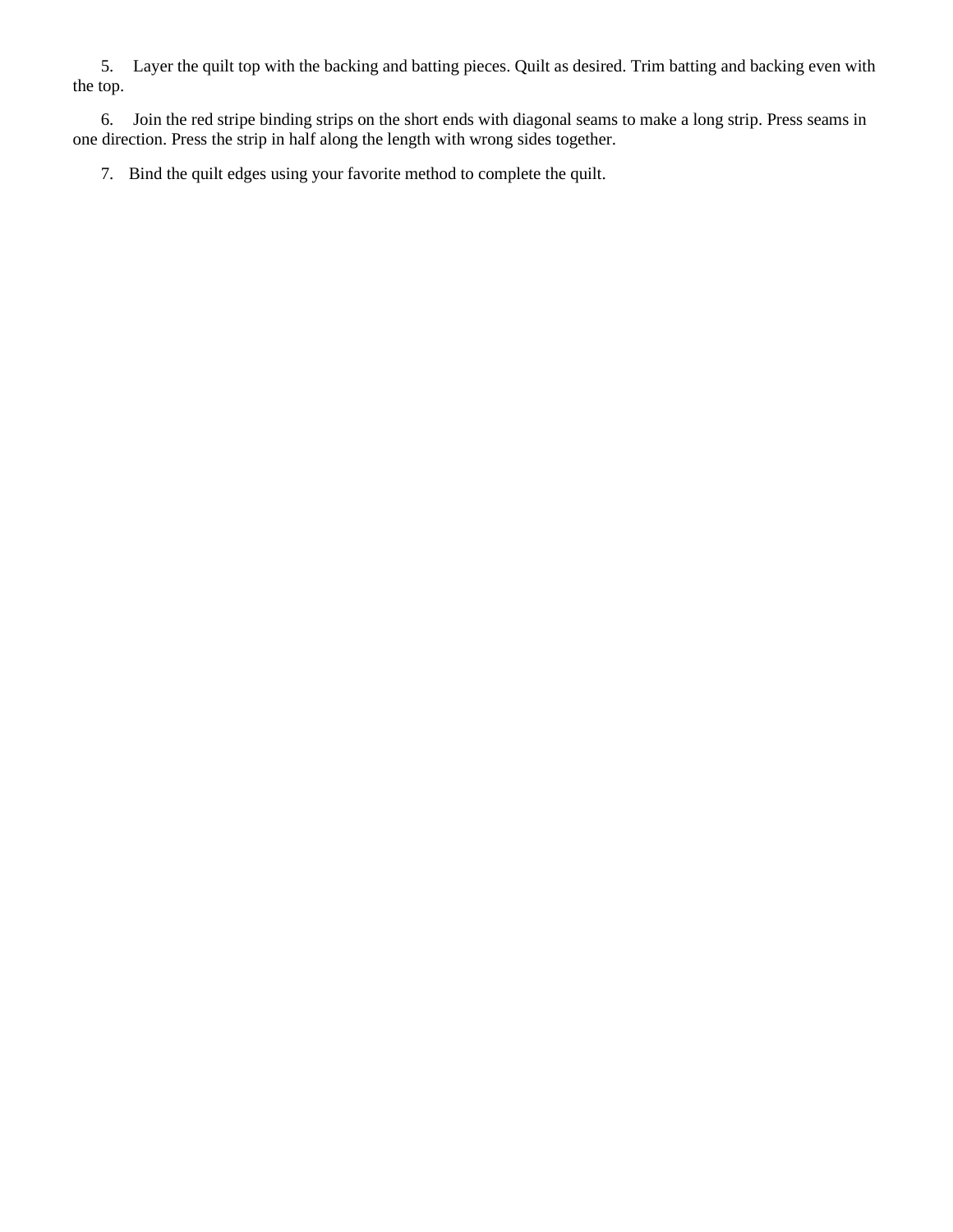5. Layer the quilt top with the backing and batting pieces. Quilt as desired. Trim batting and backing even with the top.

6. Join the red stripe binding strips on the short ends with diagonal seams to make a long strip. Press seams in one direction. Press the strip in half along the length with wrong sides together.

7. Bind the quilt edges using your favorite method to complete the quilt.